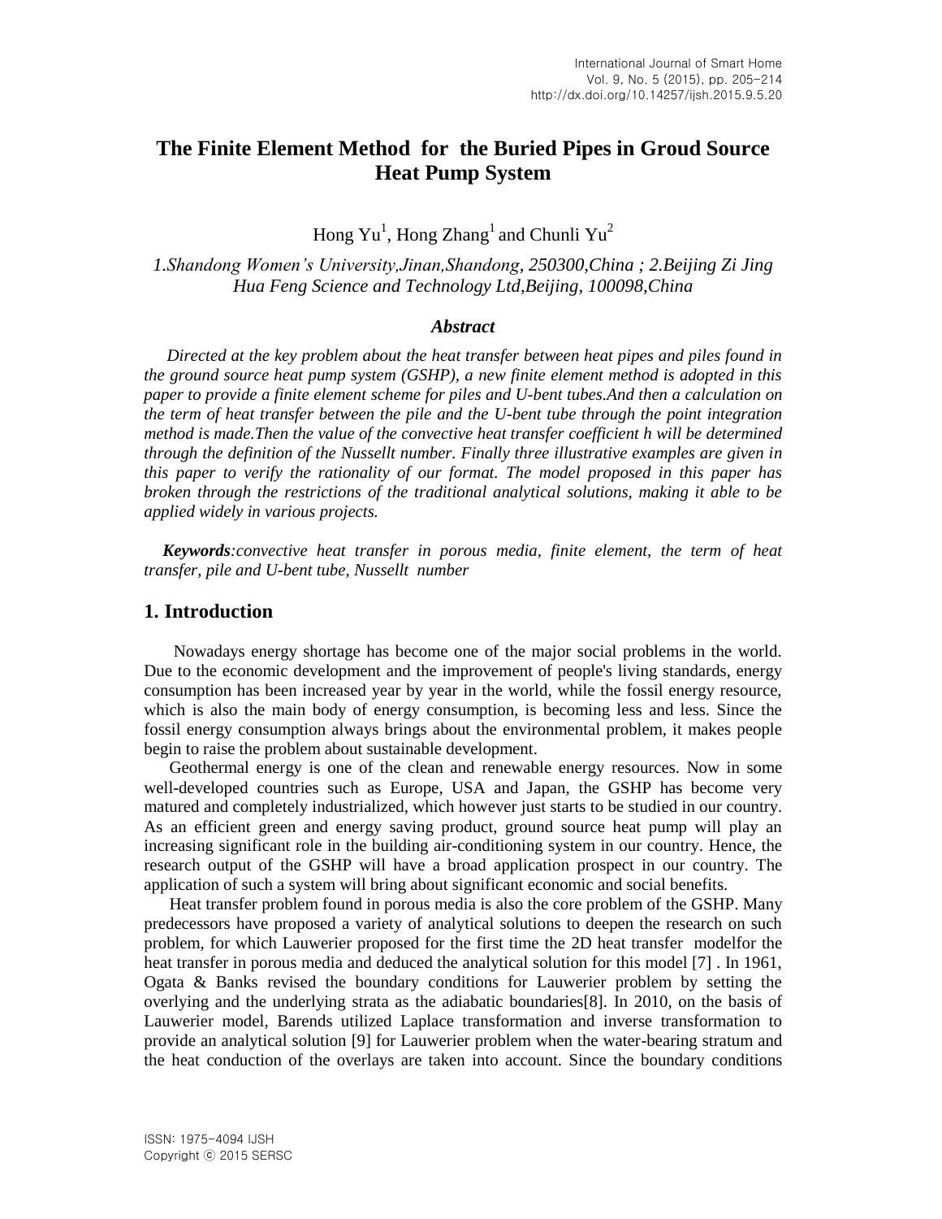# The Finite Element Method for the Buried Pipes in Groud Source Heat Pump System

Hong Yu[1], Hong Zhang[1] and Chunli Yu[2]

*1.Shandong Women's University,Jinan,Shandong, 250300,China ; 2.Beijing Zi Jing Hua Feng Science and Technology Ltd,Beijing, 100098,China*

### *Abstract*

*Directed at the key problem about the heat transfer between heat pipes and piles found in the ground source heat pump system (GSHP), a new finite element method is adopted in this paper to provide a finite element scheme for piles and U-bent tubes.And then a calculation on the term of heat transfer between the pile and the U-bent tube through the point integration method is made.Then the value of the convective heat transfer coefficient h will be determined through the definition of the Nusselt number. Finally three illustrative examples are given in this paper to verify the rationality of our format. The model proposed in this paper has broken through the restrictions of the traditional analytical solutions, making it able to be applied widely in various projects.*

***Keywords****:convective heat transfer in porous media, finite element, the term of heat transfer, pile and U-bent tube, Nusselt number*

## 1. Introduction

Nowadays energy shortage has become one of the major social problems in the world. Due to the economic development and the improvement of people's living standards, energy consumption has been increased year by year in the world, while the fossil energy resource, which is also the main body of energy consumption, is becoming less and less. Since the fossil energy consumption always brings about the environmental problem, it makes people begin to raise the problem about sustainable development.

Geothermal energy is one of the clean and renewable energy resources. Now in some well-developed countries such as Europe, USA and Japan, the GSHP has become very matured and completely industrialized, which however just starts to be studied in our country. As an efficient green and energy saving product, ground source heat pump will play an increasing significant role in the building air-conditioning system in our country. Hence, the research output of the GSHP will have a broad application prospect in our country. The application of such a system will bring about significant economic and social benefits.

Heat transfer problem found in porous media is also the core problem of the GSHP. Many predecessors have proposed a variety of analytical solutions to deepen the research on such problem, for which Lauwerier proposed for the first time the 2D heat transfer modelfor the heat transfer in porous media and deduced the analytical solution for this model [7] . In 1961, Ogata & Banks revised the boundary conditions for Lauwerier problem by setting the overlying and the underlying strata as the adiabatic boundaries[8]. In 2010, on the basis of Lauwerier model, Barends utilized Laplace transformation and inverse transformation to provide an analytical solution [9] for Lauwerier problem when the water-bearing stratum and the heat conduction of the overlays are taken into account. Since the boundary conditions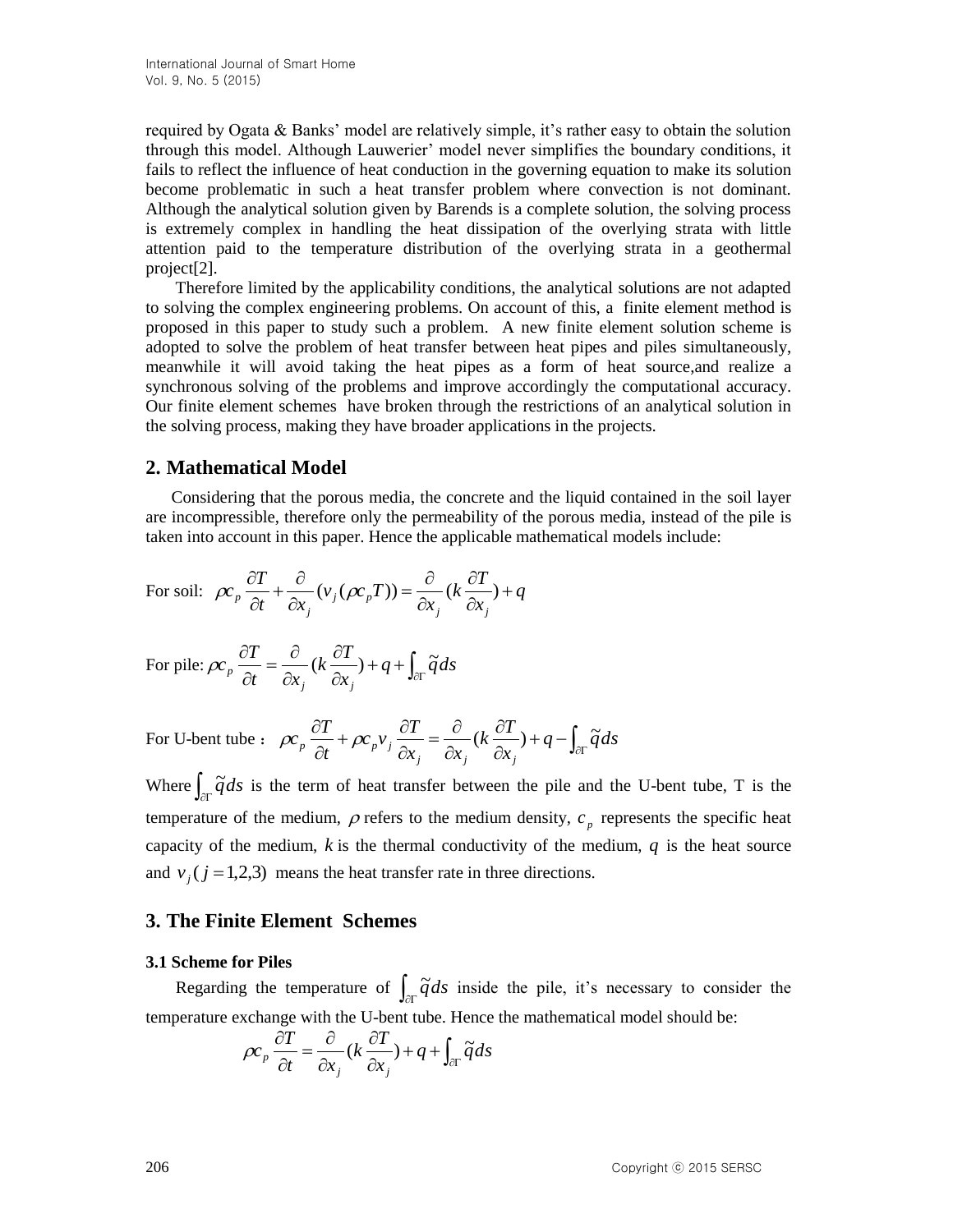required by Ogata & Banks' model are relatively simple, it's rather easy to obtain the solution through this model. Although Lauwerier' model never simplifies the boundary conditions, it fails to reflect the influence of heat conduction in the governing equation to make its solution become problematic in such a heat transfer problem where convection is not dominant. Although the analytical solution given by Barends is a complete solution, the solving process is extremely complex in handling the heat dissipation of the overlying strata with little attention paid to the temperature distribution of the overlying strata in a geothermal project[2].

Therefore limited by the applicability conditions, the analytical solutions are not adapted to solving the complex engineering problems. On account of this, a finite element method is proposed in this paper to study such a problem. A new finite element solution scheme is adopted to solve the problem of heat transfer between heat pipes and piles simultaneously, meanwhile it will avoid taking the heat pipes as a form of heat source,and realize a synchronous solving of the problems and improve accordingly the computational accuracy. Our finite element schemes have broken through the restrictions of an analytical solution in the solving process, making they have broader applications in the projects.

## 2. Mathematical Model

Considering that the porous media, the concrete and the liquid contained in the soil layer are incompressible, therefore only the permeability of the porous media, instead of the pile is taken into account in this paper. Hence the applicable mathematical models include:

For soil: $\rho c_p \dfrac{\partial T}{\partial t} + \dfrac{\partial}{\partial x_j}(v_j(\rho c_p T)) = \dfrac{\partial}{\partial x_j}(k \dfrac{\partial T}{\partial x_j}) + q$

For pile: $\rho c_p \dfrac{\partial T}{\partial t} = \dfrac{\partial}{\partial x_j}(k \dfrac{\partial T}{\partial x_j}) + q + \int_{\partial\Gamma} \tilde{q} ds$

For U-bent tube： $\rho c_p \dfrac{\partial T}{\partial t} + \rho c_p v_j \dfrac{\partial T}{\partial x_j} = \dfrac{\partial}{\partial x_j}(k \dfrac{\partial T}{\partial x_j}) + q - \int_{\partial\Gamma} \tilde{q} ds$

Where $\int_{\partial\Gamma} \tilde{q} ds$ is the term of heat transfer between the pile and the U-bent tube, T is the temperature of the medium, $\rho$ refers to the medium density, $c_p$ represents the specific heat capacity of the medium, $k$ is the thermal conductivity of the medium, $q$ is the heat source and $v_j (j = 1,2,3)$ means the heat transfer rate in three directions.

## 3. The Finite Element Schemes

### 3.1 Scheme for Piles

Regarding the temperature of $\int_{\partial\Gamma} \tilde{q} ds$ inside the pile, it's necessary to consider the temperature exchange with the U-bent tube. Hence the mathematical model should be:

$$\rho c_p \frac{\partial T}{\partial t} = \frac{\partial}{\partial x_j}(k \frac{\partial T}{\partial x_j}) + q + \int_{\partial\Gamma} \tilde{q} ds$$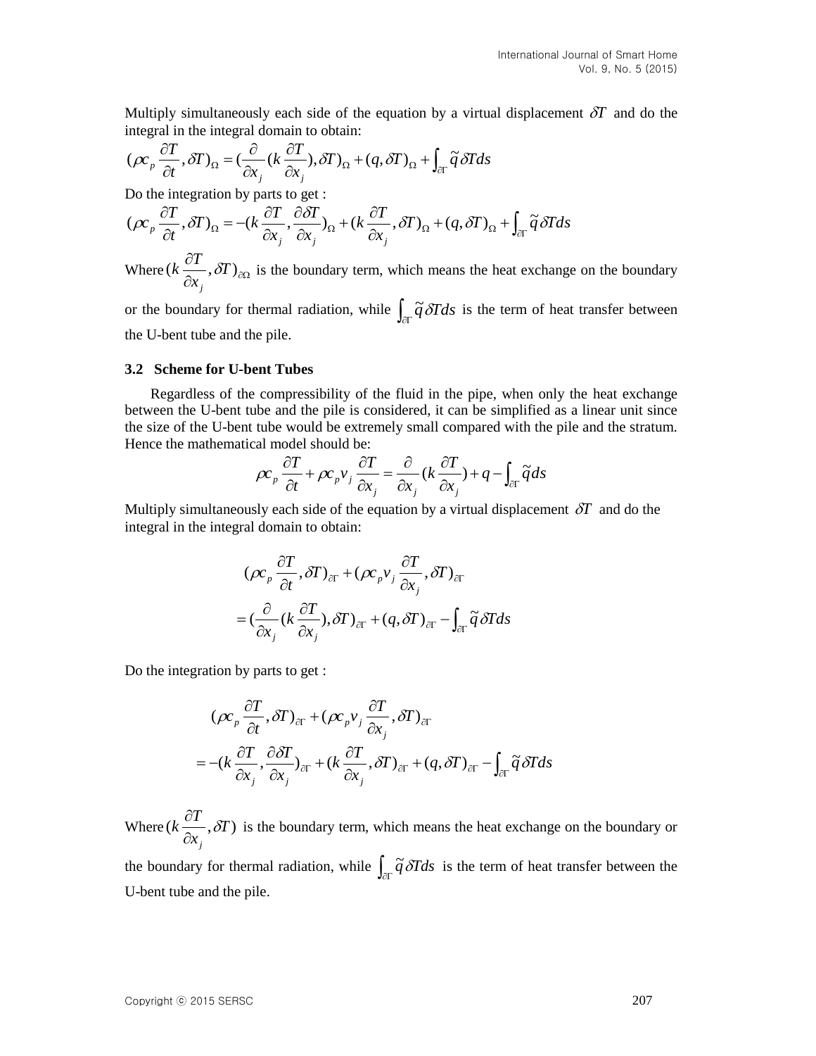Multiply simultaneously each side of the equation by a virtual displacement $\delta T$ and do the integral in the integral domain to obtain:

$$(\rho c_p \frac{\partial T}{\partial t}, \delta T)_\Omega = (\frac{\partial}{\partial x_j}(k\frac{\partial T}{\partial x_j}), \delta T)_\Omega + (q, \delta T)_\Omega + \int_{\partial\Gamma} \tilde{q}\,\delta T ds$$

Do the integration by parts to get :

$$(\rho c_p \frac{\partial T}{\partial t}, \delta T)_\Omega = -(k\frac{\partial T}{\partial x_j}, \frac{\partial \delta T}{\partial x_j})_\Omega + (k\frac{\partial T}{\partial x_j}, \delta T)_\Omega + (q, \delta T)_\Omega + \int_{\partial\Gamma} \tilde{q}\,\delta T ds$$

Where $(k\frac{\partial T}{\partial x_j}, \delta T)_{\partial\Omega}$ is the boundary term, which means the heat exchange on the boundary or the boundary for thermal radiation, while $\int_{\partial\Gamma} \tilde{q}\,\delta T ds$ is the term of heat transfer between the U-bent tube and the pile.

### 3.2 Scheme for U-bent Tubes

Regardless of the compressibility of the fluid in the pipe, when only the heat exchange between the U-bent tube and the pile is considered, it can be simplified as a linear unit since the size of the U-bent tube would be extremely small compared with the pile and the stratum. Hence the mathematical model should be:

$$\rho c_p \frac{\partial T}{\partial t} + \rho c_p v_j \frac{\partial T}{\partial x_j} = \frac{\partial}{\partial x_j}(k\frac{\partial T}{\partial x_j}) + q - \int_{\partial\Gamma} \tilde{q} ds$$

Multiply simultaneously each side of the equation by a virtual displacement $\delta T$ and do the integral in the integral domain to obtain:

$$\begin{aligned}&(\rho c_p \frac{\partial T}{\partial t}, \delta T)_{\partial\Gamma} + (\rho c_p v_j \frac{\partial T}{\partial x_j}, \delta T)_{\partial\Gamma} \\ &= (\frac{\partial}{\partial x_j}(k\frac{\partial T}{\partial x_j}), \delta T)_{\partial\Gamma} + (q, \delta T)_{\partial\Gamma} - \int_{\partial\Gamma} \tilde{q}\,\delta T ds\end{aligned}$$

Do the integration by parts to get :

$$\begin{aligned}&(\rho c_p \frac{\partial T}{\partial t}, \delta T)_{\partial\Gamma} + (\rho c_p v_j \frac{\partial T}{\partial x_j}, \delta T)_{\partial\Gamma} \\ &= -(k\frac{\partial T}{\partial x_j}, \frac{\partial \delta T}{\partial x_j})_{\partial\Gamma} + (k\frac{\partial T}{\partial x_j}, \delta T)_{\partial\Gamma} + (q, \delta T)_{\partial\Gamma} - \int_{\partial\Gamma} \tilde{q}\,\delta T ds\end{aligned}$$

Where $(k\frac{\partial T}{\partial x_j}, \delta T)$ is the boundary term, which means the heat exchange on the boundary or the boundary for thermal radiation, while $\int_{\partial\Gamma} \tilde{q}\,\delta T ds$ is the term of heat transfer between the U-bent tube and the pile.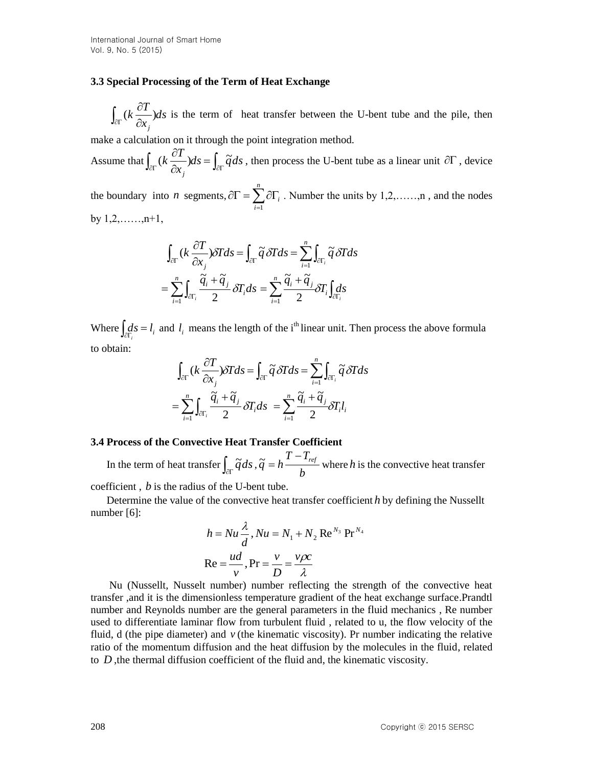### 3.3 Special Processing of the Term of Heat Exchange

$\int_{\partial\Gamma}(k\frac{\partial T}{\partial x_j})ds$ is the term of heat transfer between the U-bent tube and the pile, then make a calculation on it through the point integration method.

Assume that $\int_{\partial\Gamma}(k\frac{\partial T}{\partial x_j})ds = \int_{\partial\Gamma}\tilde{q}ds$, then process the U-bent tube as a linear unit $\partial\Gamma$, device the boundary into $n$ segments, $\partial\Gamma = \sum_{i=1}^{n}\partial\Gamma_i$. Number the units by 1,2,……,n , and the nodes by 1,2,……,n+1,

$$\int_{\partial\Gamma}(k\frac{\partial T}{\partial x_j})\delta T ds = \int_{\partial\Gamma}\tilde{q}\,\delta T ds = \sum_{i=1}^{n}\int_{\partial\Gamma_i}\tilde{q}\,\delta T ds$$

$$= \sum_{i=1}^{n}\int_{\partial\Gamma_i}\frac{\tilde{q}_i+\tilde{q}_j}{2}\delta T_i ds = \sum_{i=1}^{n}\frac{\tilde{q}_i+\tilde{q}_j}{2}\delta T_i\int_{\partial\Gamma_i}ds$$

Where $\int_{\partial\Gamma_i}ds = l_i$ and $l_i$ means the length of the i[th] linear unit. Then process the above formula to obtain:

$$\int_{\partial\Gamma}(k\frac{\partial T}{\partial x_j})\delta T ds = \int_{\partial\Gamma}\tilde{q}\,\delta T ds = \sum_{i=1}^{n}\int_{\partial\Gamma_i}\tilde{q}\,\delta T ds$$

$$= \sum_{i=1}^{n}\int_{\partial\Gamma_i}\frac{\tilde{q}_i+\tilde{q}_j}{2}\delta T_i ds = \sum_{i=1}^{n}\frac{\tilde{q}_i+\tilde{q}_j}{2}\delta T_i l_i$$

### 3.4 Process of the Convective Heat Transfer Coefficient

In the term of heat transfer $\int_{\partial\Gamma}\tilde{q}ds$, $\tilde{q} = h\frac{T-T_{ref}}{b}$ where $h$ is the convective heat transfer coefficient , $b$ is the radius of the U-bent tube.

Determine the value of the convective heat transfer coefficient $h$ by defining the Nusellt number [6]:

$$h = Nu\frac{\lambda}{d},\ Nu = N_1 + N_2\,\mathrm{Re}^{N_3}\,\mathrm{Pr}^{N_4}$$

$$\mathrm{Re} = \frac{ud}{v},\ \mathrm{Pr} = \frac{v}{D} = \frac{v\rho c}{\lambda}$$

Nu (Nussellt, Nusselt number) number reflecting the strength of the convective heat transfer ,and it is the dimensionless temperature gradient of the heat exchange surface.Prandtl number and Reynolds number are the general parameters in the fluid mechanics , Re number used to differentiate laminar flow from turbulent fluid , related to u, the flow velocity of the fluid, d (the pipe diameter) and $v$ (the kinematic viscosity). Pr number indicating the relative ratio of the momentum diffusion and the heat diffusion by the molecules in the fluid, related to $D$ ,the thermal diffusion coefficient of the fluid and, the kinematic viscosity.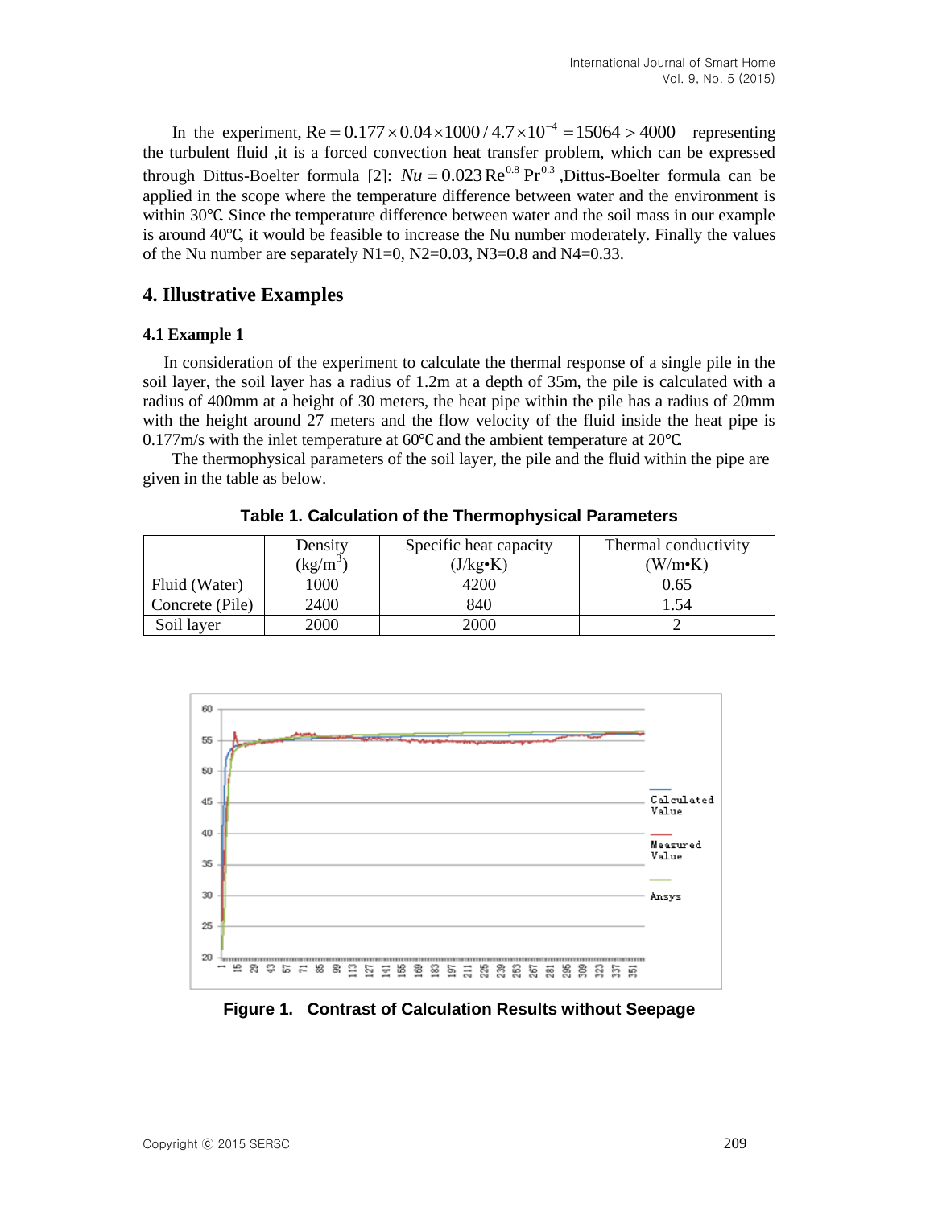In the experiment, $\mathrm{Re} = 0.177 \times 0.04 \times 1000 / 4.7 \times 10^{-4} = 15064 > 4000$ representing the turbulent fluid ,it is a forced convection heat transfer problem, which can be expressed through Dittus-Boelter formula [2]: $Nu = 0.023\,\mathrm{Re}^{0.8}\,\mathrm{Pr}^{0.3}$ ,Dittus-Boelter formula can be applied in the scope where the temperature difference between water and the environment is within 30℃. Since the temperature difference between water and the soil mass in our example is around 40℃, it would be feasible to increase the Nu number moderately. Finally the values of the Nu number are separately N1=0, N2=0.03, N3=0.8 and N4=0.33.

## 4. Illustrative Examples

### 4.1 Example 1

In consideration of the experiment to calculate the thermal response of a single pile in the soil layer, the soil layer has a radius of 1.2m at a depth of 35m, the pile is calculated with a radius of 400mm at a height of 30 meters, the heat pipe within the pile has a radius of 20mm with the height around 27 meters and the flow velocity of the fluid inside the heat pipe is 0.177m/s with the inlet temperature at 60℃ and the ambient temperature at 20℃.

The thermophysical parameters of the soil layer, the pile and the fluid within the pipe are given in the table as below.

**Table 1. Calculation of the Thermophysical Parameters**

| | Density ($kg/m^3$) | Specific heat capacity (J/kg•K) | Thermal conductivity (W/m•K) |
|---|---|---|---|
| Fluid (Water) | 1000 | 4200 | 0.65 |
| Concrete (Pile) | 2400 | 840 | 1.54 |
| Soil layer | 2000 | 2000 | 2 |

**Figure 1. Contrast of Calculation Results without Seepage**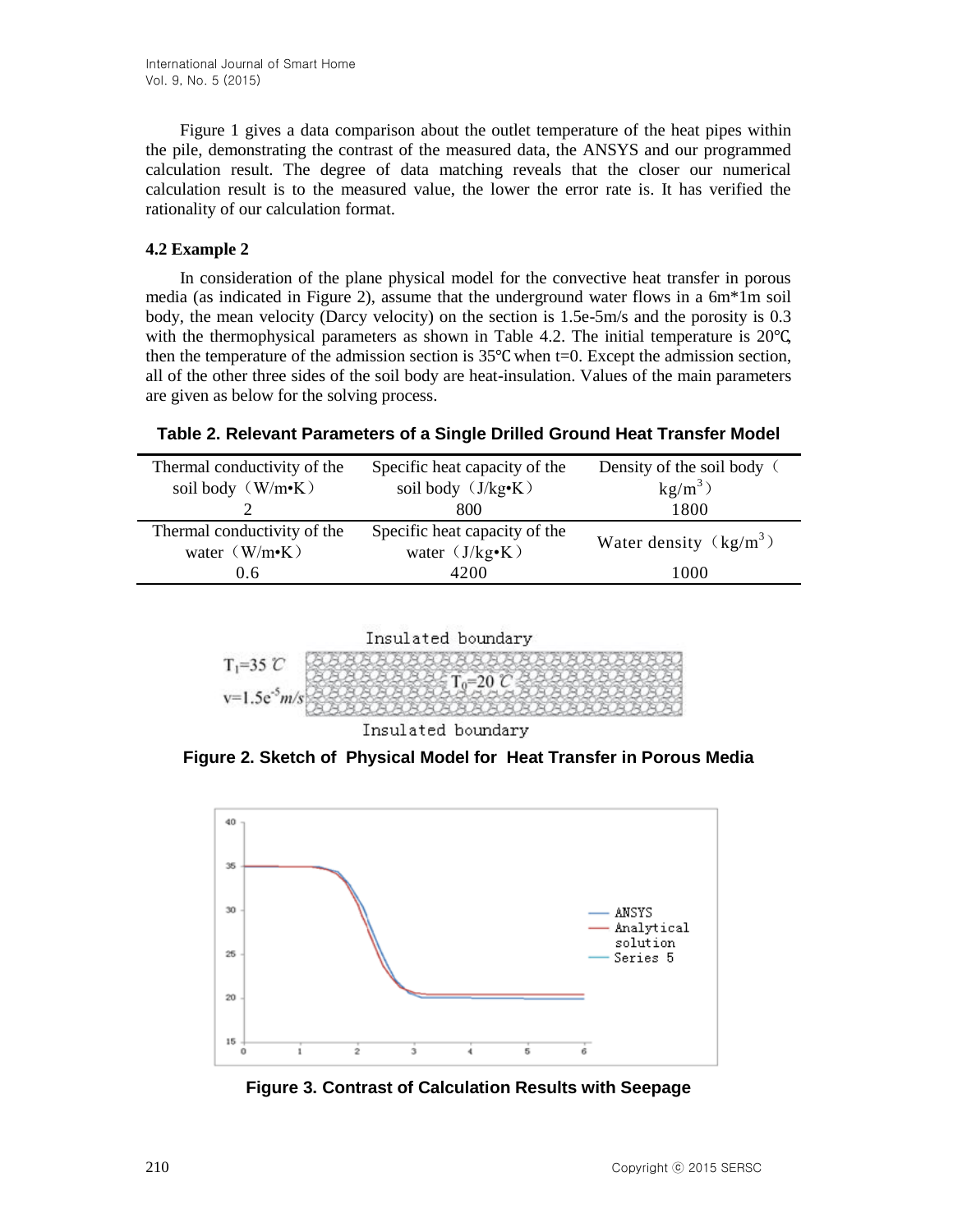Figure 1 gives a data comparison about the outlet temperature of the heat pipes within the pile, demonstrating the contrast of the measured data, the ANSYS and our programmed calculation result. The degree of data matching reveals that the closer our numerical calculation result is to the measured value, the lower the error rate is. It has verified the rationality of our calculation format.

### 4.2 Example 2

In consideration of the plane physical model for the convective heat transfer in porous media (as indicated in Figure 2), assume that the underground water flows in a 6m*1m soil body, the mean velocity (Darcy velocity) on the section is 1.5e-5m/s and the porosity is 0.3 with the thermophysical parameters as shown in Table 4.2. The initial temperature is 20℃, then the temperature of the admission section is 35℃ when t=0. Except the admission section, all of the other three sides of the soil body are heat-insulation. Values of the main parameters are given as below for the solving process.

**Table 2. Relevant Parameters of a Single Drilled Ground Heat Transfer Model**

| Thermal conductivity of the soil body（W/m•K） | Specific heat capacity of the soil body（J/kg•K） | Density of the soil body（kg/$m^3$） |
|---|---|---|
| 2 | 800 | 1800 |
| Thermal conductivity of the water（W/m•K） | Specific heat capacity of the water（J/kg•K） | Water density（kg/$m^3$） |
| 0.6 | 4200 | 1000 |

Insulated boundary

$T_1$=35 ℃

v=1.5e$^{-5}$m/s

$T_0$=20 ℃

Insulated boundary

**Figure 2. Sketch of Physical Model for Heat Transfer in Porous Media**

**Figure 3. Contrast of Calculation Results with Seepage**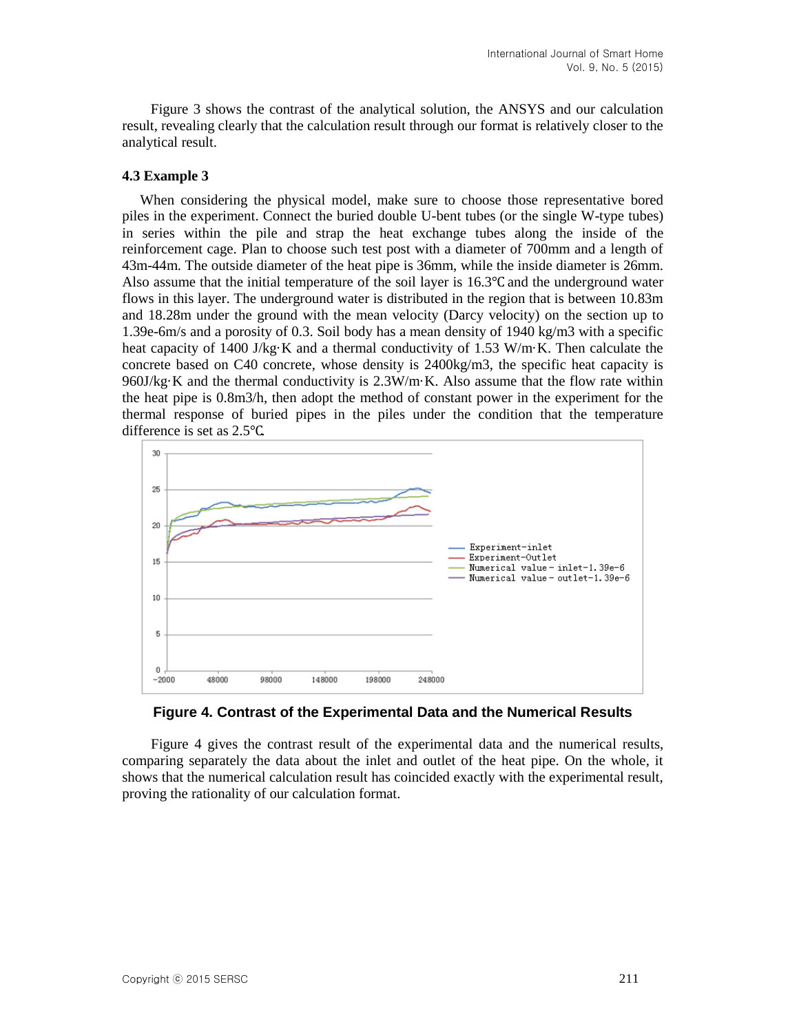Figure 3 shows the contrast of the analytical solution, the ANSYS and our calculation result, revealing clearly that the calculation result through our format is relatively closer to the analytical result.

### 4.3 Example 3

When considering the physical model, make sure to choose those representative bored piles in the experiment. Connect the buried double U-bent tubes (or the single W-type tubes) in series within the pile and strap the heat exchange tubes along the inside of the reinforcement cage. Plan to choose such test post with a diameter of 700mm and a length of 43m-44m. The outside diameter of the heat pipe is 36mm, while the inside diameter is 26mm. Also assume that the initial temperature of the soil layer is 16.3℃ and the underground water flows in this layer. The underground water is distributed in the region that is between 10.83m and 18.28m under the ground with the mean velocity (Darcy velocity) on the section up to 1.39e-6m/s and a porosity of 0.3. Soil body has a mean density of 1940 kg/m3 with a specific heat capacity of 1400 J/kg·K and a thermal conductivity of 1.53 W/m·K. Then calculate the concrete based on C40 concrete, whose density is 2400kg/m3, the specific heat capacity is 960J/kg·K and the thermal conductivity is 2.3W/m·K. Also assume that the flow rate within the heat pipe is 0.8m3/h, then adopt the method of constant power in the experiment for the thermal response of buried pipes in the piles under the condition that the temperature difference is set as 2.5℃.

**Figure 4. Contrast of the Experimental Data and the Numerical Results**

Figure 4 gives the contrast result of the experimental data and the numerical results, comparing separately the data about the inlet and outlet of the heat pipe. On the whole, it shows that the numerical calculation result has coincided exactly with the experimental result, proving the rationality of our calculation format.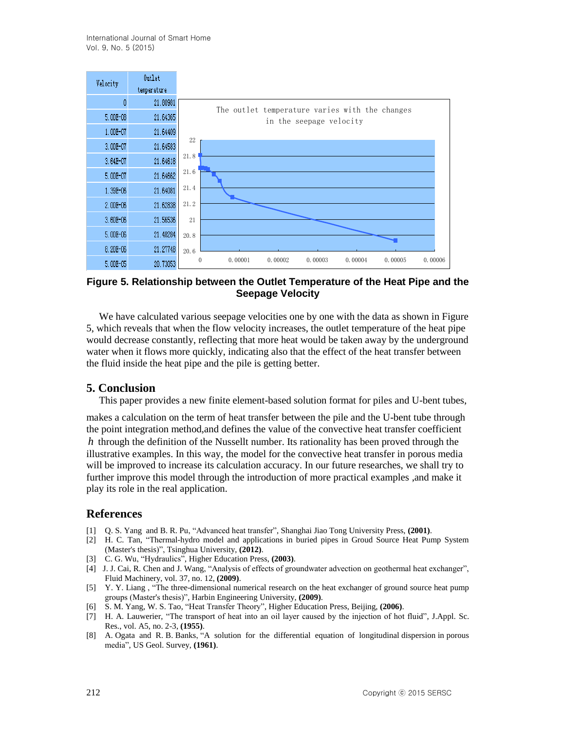| Velocity | Outlet temperature |
|---|---|
| 0 | 21.80981 |
| 5.00E-08 | 21.64365 |
| 1.00E-07 | 21.64409 |
| 3.00E-07 | 21.64583 |
| 3.64E-07 | 21.64618 |
| 5.00E-07 | 21.64662 |
| 1.39E-06 | 21.64081 |
| 2.00E-06 | 21.62838 |
| 3.60E-06 | 21.56536 |
| 5.00E-06 | 21.48284 |
| 8.20E-06 | 21.27748 |
| 5.00E-05 | 20.73053 |

**Figure 5. Relationship between the Outlet Temperature of the Heat Pipe and the Seepage Velocity**

We have calculated various seepage velocities one by one with the data as shown in Figure 5, which reveals that when the flow velocity increases, the outlet temperature of the heat pipe would decrease constantly, reflecting that more heat would be taken away by the underground water when it flows more quickly, indicating also that the effect of the heat transfer between the fluid inside the heat pipe and the pile is getting better.

## 5. Conclusion

This paper provides a new finite element-based solution format for piles and U-bent tubes, makes a calculation on the term of heat transfer between the pile and the U-bent tube through the point integration method,and defines the value of the convective heat transfer coefficient $h$ through the definition of the Nussellt number. Its rationality has been proved through the illustrative examples. In this way, the model for the convective heat transfer in porous media will be improved to increase its calculation accuracy. In our future researches, we shall try to further improve this model through the introduction of more practical examples ,and make it play its role in the real application.

## References

[1] Q. S. Yang and B. R. Pu, "Advanced heat transfer", Shanghai Jiao Tong University Press, **(2001)**.

[2] H. C. Tan, "Thermal-hydro model and applications in buried pipes in Groud Source Heat Pump System (Master's thesis)", Tsinghua University, **(2012)**.

[3] C. G. Wu, "Hydraulics", Higher Education Press, **(2003)**.

[4] J. J. Cai, R. Chen and J. Wang, "Analysis of effects of groundwater advection on geothermal heat exchanger", Fluid Machinery, vol. 37, no. 12, **(2009)**.

[5] Y. Y. Liang , "The three-dimensional numerical research on the heat exchanger of ground source heat pump groups (Master's thesis)", Harbin Engineering University, **(2009)**.

[6] S. M. Yang, W. S. Tao, "Heat Transfer Theory", Higher Education Press, Beijing, **(2006)**.

[7] H. A. Lauwerier, "The transport of heat into an oil layer caused by the injection of hot fluid", J.Appl. Sc. Res., vol. A5, no. 2-3, **(1955)**.

[8] A. Ogata and R. B. Banks, "A solution for the differential equation of longitudinal dispersion in porous media", US Geol. Survey, **(1961)**.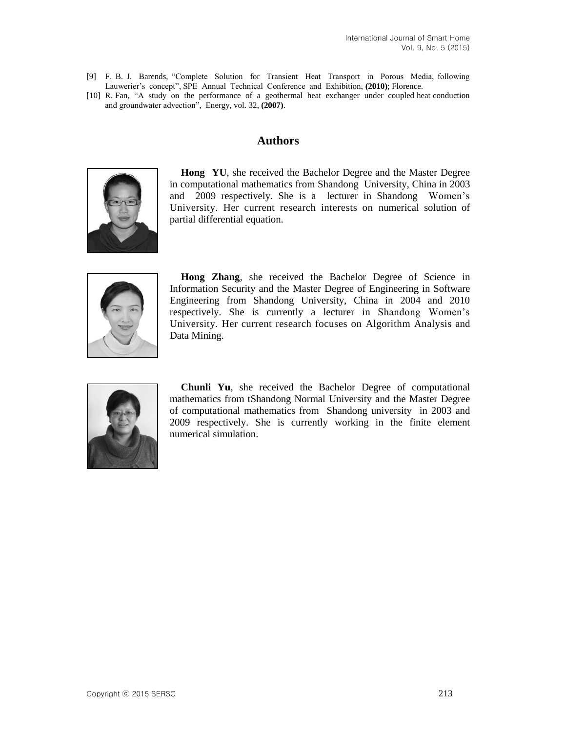[9] F. B. J. Barends, "Complete Solution for Transient Heat Transport in Porous Media, following Lauwerier's concept", SPE Annual Technical Conference and Exhibition, **(2010)**; Florence.

[10] R. Fan, "A study on the performance of a geothermal heat exchanger under coupled heat conduction and groundwater advection", Energy, vol. 32, **(2007)**.

## Authors

**Hong YU**, she received the Bachelor Degree and the Master Degree in computational mathematics from Shandong University, China in 2003 and 2009 respectively. She is a lecturer in Shandong Women's University. Her current research interests on numerical solution of partial differential equation.

**Hong Zhang**, she received the Bachelor Degree of Science in Information Security and the Master Degree of Engineering in Software Engineering from Shandong University, China in 2004 and 2010 respectively. She is currently a lecturer in Shandong Women's University. Her current research focuses on Algorithm Analysis and Data Mining.

**Chunli Yu**, she received the Bachelor Degree of computational mathematics from tShandong Normal University and the Master Degree of computational mathematics from Shandong university in 2003 and 2009 respectively. She is currently working in the finite element numerical simulation.